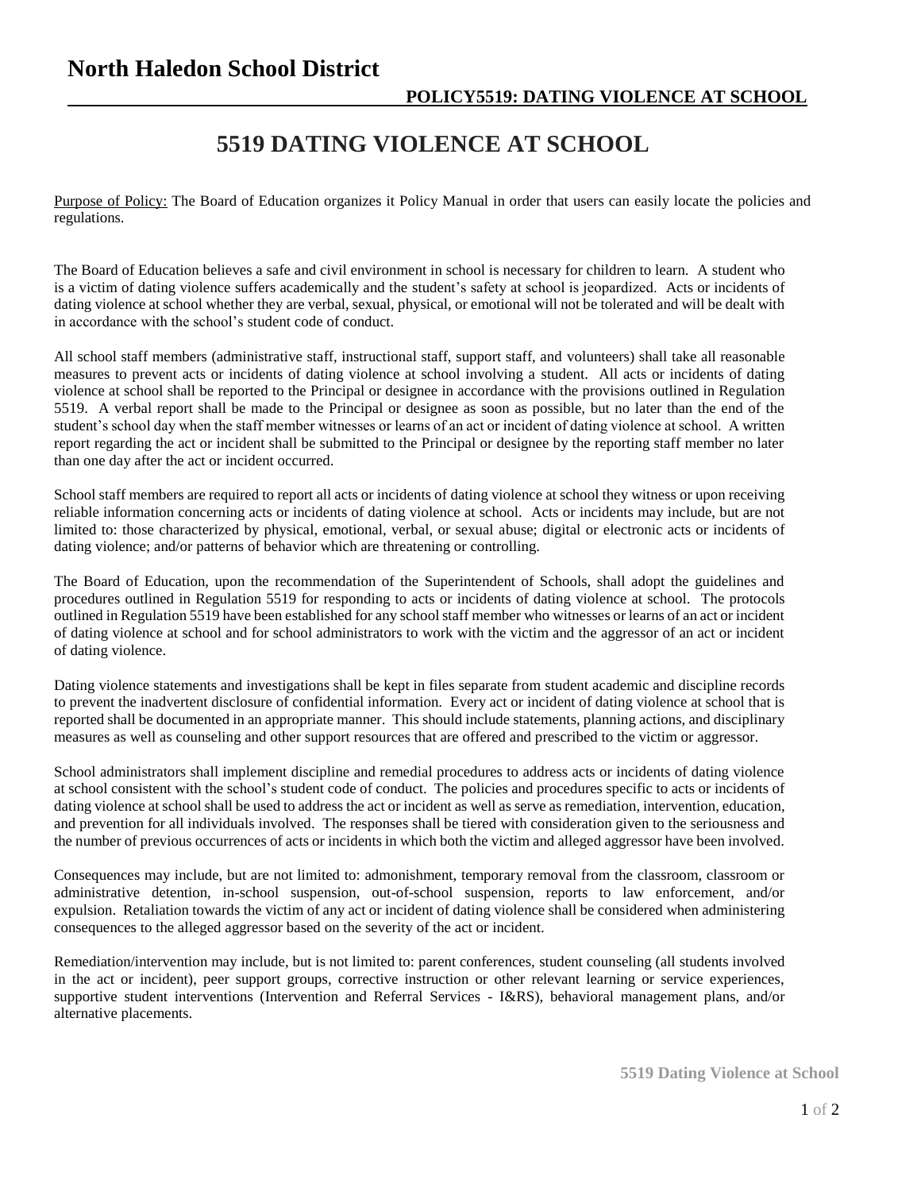# North Haledon School District

**POLICY5519: DATING VIOLENCE AT SCHOOL**

## 5519 DATING VIOLENCE AT SCHOOL

Purpose of Policy: The Board of Education organizes it Policy Manual in order that users can easily locate the policies and regulations.

The Board of Education believes a safe and civil environment in school is necessary for children to learn. A student who is a victim of dating violence suffers academically and the student's safety at school is jeopardized. Acts or incidents of dating violence at school whether they are verbal, sexual, physical, or emotional will not be tolerated and will be dealt with in accordance with the school's student code of conduct.

All school staff members (administrative staff, instructional staff, support staff, and volunteers) shall take all reasonable measures to prevent acts or incidents of dating violence at school involving a student. All acts or incidents of dating violence at school shall be reported to the Principal or designee in accordance with the provisions outlined in Regulation 5519. A verbal report shall be made to the Principal or designee as soon as possible, but no later than the end of the student's school day when the staff member witnesses or learns of an act or incident of dating violence at school. A written report regarding the act or incident shall be submitted to the Principal or designee by the reporting staff member no later than one day after the act or incident occurred.

School staff members are required to report all acts or incidents of dating violence at school they witness or upon receiving reliable information concerning acts or incidents of dating violence at school. Acts or incidents may include, but are not limited to: those characterized by physical, emotional, verbal, or sexual abuse; digital or electronic acts or incidents of dating violence; and/or patterns of behavior which are threatening or controlling.

The Board of Education, upon the recommendation of the Superintendent of Schools, shall adopt the guidelines and procedures outlined in Regulation 5519 for responding to acts or incidents of dating violence at school. The protocols outlined in Regulation 5519 have been established for any school staff member who witnesses or learns of an act or incident of dating violence at school and for school administrators to work with the victim and the aggressor of an act or incident of dating violence.

Dating violence statements and investigations shall be kept in files separate from student academic and discipline records to prevent the inadvertent disclosure of confidential information. Every act or incident of dating violence at school that is reported shall be documented in an appropriate manner. This should include statements, planning actions, and disciplinary measures as well as counseling and other support resources that are offered and prescribed to the victim or aggressor.

School administrators shall implement discipline and remedial procedures to address acts or incidents of dating violence at school consistent with the school's student code of conduct. The policies and procedures specific to acts or incidents of dating violence at school shall be used to address the act or incident as well as serve as remediation, intervention, education, and prevention for all individuals involved. The responses shall be tiered with consideration given to the seriousness and the number of previous occurrences of acts or incidents in which both the victim and alleged aggressor have been involved.

Consequences may include, but are not limited to: admonishment, temporary removal from the classroom, classroom or administrative detention, in-school suspension, out-of-school suspension, reports to law enforcement, and/or expulsion. Retaliation towards the victim of any act or incident of dating violence shall be considered when administering consequences to the alleged aggressor based on the severity of the act or incident.

Remediation/intervention may include, but is not limited to: parent conferences, student counseling (all students involved in the act or incident), peer support groups, corrective instruction or other relevant learning or service experiences, supportive student interventions (Intervention and Referral Services - I&RS), behavioral management plans, and/or alternative placements.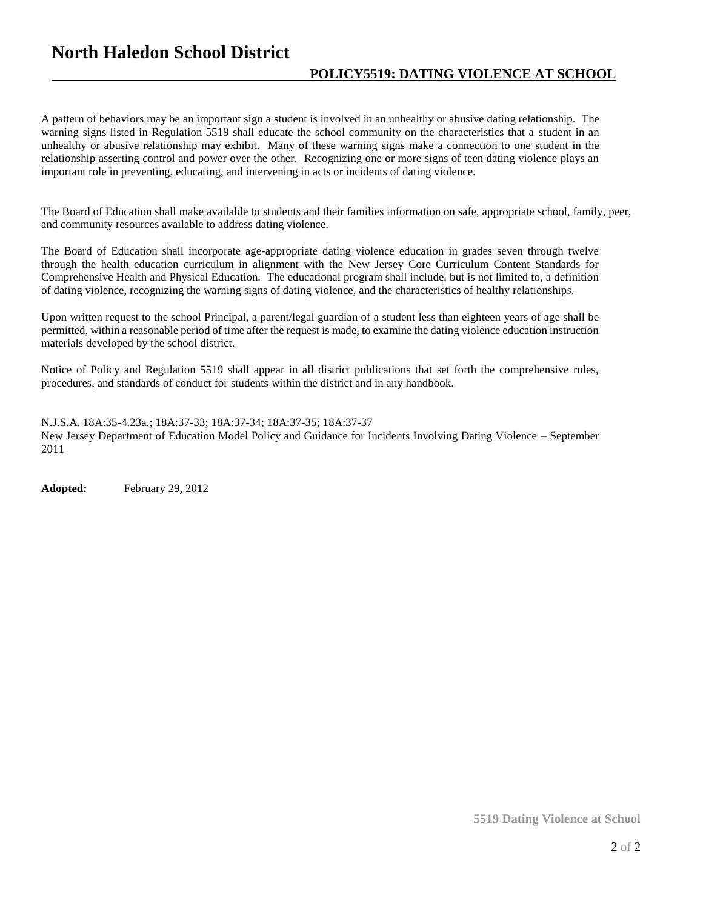# North Haledon School District

## POLICY5519: DATING VIOLENCE AT SCHOOL

A pattern of behaviors may be an important sign a student is involved in an unhealthy or abusive dating relationship. The warning signs listed in Regulation 5519 shall educate the school community on the characteristics that a student in an unhealthy or abusive relationship may exhibit. Many of these warning signs make a connection to one student in the relationship asserting control and power over the other. Recognizing one or more signs of teen dating violence plays an important role in preventing, educating, and intervening in acts or incidents of dating violence.

The Board of Education shall make available to students and their families information on safe, appropriate school, family, peer, and community resources available to address dating violence.

The Board of Education shall incorporate age-appropriate dating violence education in grades seven through twelve through the health education curriculum in alignment with the New Jersey Core Curriculum Content Standards for Comprehensive Health and Physical Education. The educational program shall include, but is not limited to, a definition of dating violence, recognizing the warning signs of dating violence, and the characteristics of healthy relationships.

Upon written request to the school Principal, a parent/legal guardian of a student less than eighteen years of age shall be permitted, within a reasonable period of time after the request is made, to examine the dating violence education instruction materials developed by the school district.

Notice of Policy and Regulation 5519 shall appear in all district publications that set forth the comprehensive rules, procedures, and standards of conduct for students within the district and in any handbook.

N.J.S.A. 18A:35-4.23a.; 18A:37-33; 18A:37-34; 18A:37-35; 18A:37-37
New Jersey Department of Education Model Policy and Guidance for Incidents Involving Dating Violence – September 2011

**Adopted:** February 29, 2012